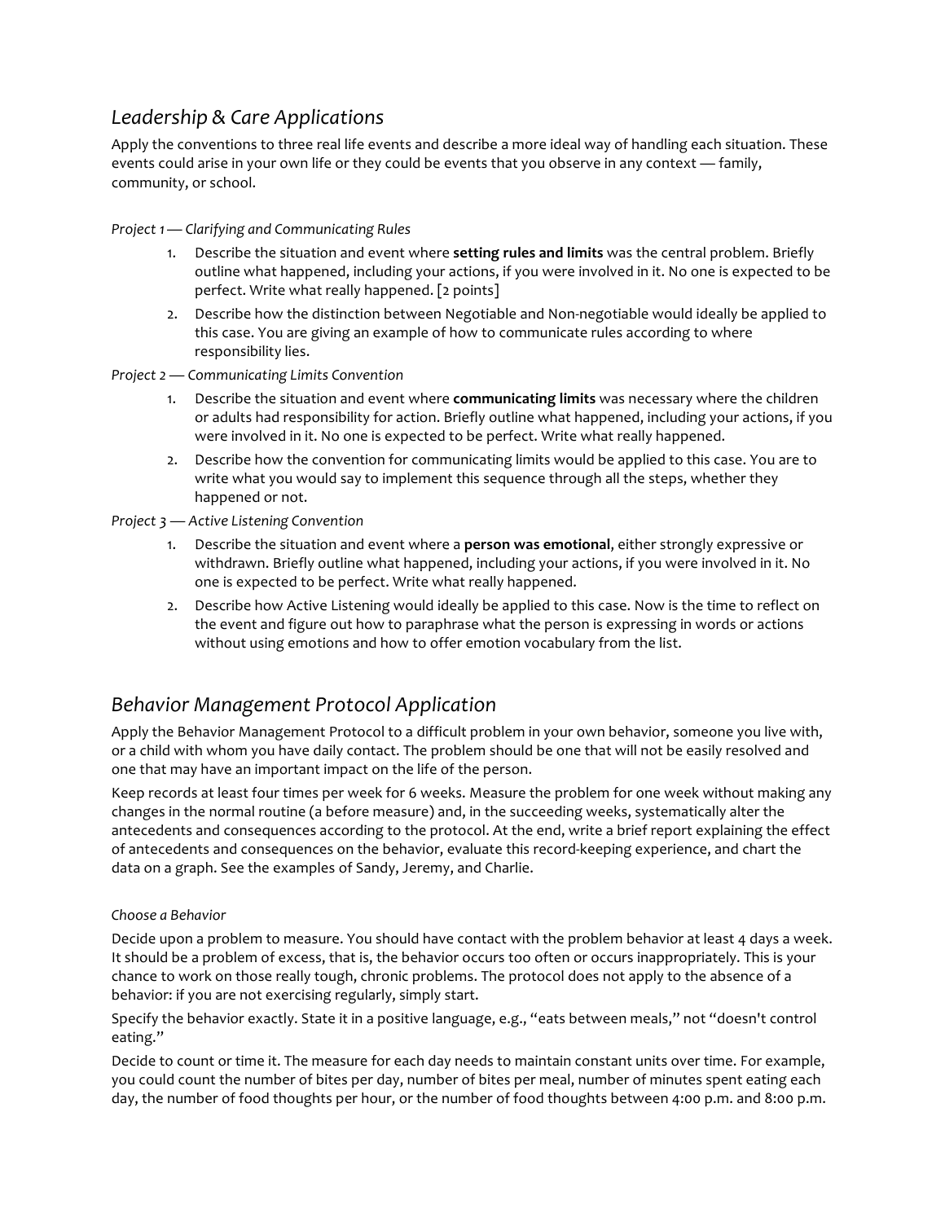## *Leadership & Care Applications*

Apply the conventions to three real life events and describe a more ideal way of handling each situation. These events could arise in your own life or they could be events that you observe in any context — family, community, or school.

*Project 1 — Clarifying and Communicating Rules*

1. Describe the situation and event where **setting rules and limits** was the central problem. Briefly outline what happened, including your actions, if you were involved in it. No one is expected to be perfect. Write what really happened. [2 points]
2. Describe how the distinction between Negotiable and Non-negotiable would ideally be applied to this case. You are giving an example of how to communicate rules according to where responsibility lies.

*Project 2 — Communicating Limits Convention*

1. Describe the situation and event where **communicating limits** was necessary where the children or adults had responsibility for action. Briefly outline what happened, including your actions, if you were involved in it. No one is expected to be perfect. Write what really happened.
2. Describe how the convention for communicating limits would be applied to this case. You are to write what you would say to implement this sequence through all the steps, whether they happened or not.

*Project 3 — Active Listening Convention*

1. Describe the situation and event where a **person was emotional**, either strongly expressive or withdrawn. Briefly outline what happened, including your actions, if you were involved in it. No one is expected to be perfect. Write what really happened.
2. Describe how Active Listening would ideally be applied to this case. Now is the time to reflect on the event and figure out how to paraphrase what the person is expressing in words or actions without using emotions and how to offer emotion vocabulary from the list.

## *Behavior Management Protocol Application*

Apply the Behavior Management Protocol to a difficult problem in your own behavior, someone you live with, or a child with whom you have daily contact. The problem should be one that will not be easily resolved and one that may have an important impact on the life of the person.

Keep records at least four times per week for 6 weeks. Measure the problem for one week without making any changes in the normal routine (a before measure) and, in the succeeding weeks, systematically alter the antecedents and consequences according to the protocol. At the end, write a brief report explaining the effect of antecedents and consequences on the behavior, evaluate this record-keeping experience, and chart the data on a graph. See the examples of Sandy, Jeremy, and Charlie.

*Choose a Behavior*

Decide upon a problem to measure. You should have contact with the problem behavior at least 4 days a week. It should be a problem of excess, that is, the behavior occurs too often or occurs inappropriately. This is your chance to work on those really tough, chronic problems. The protocol does not apply to the absence of a behavior: if you are not exercising regularly, simply start.

Specify the behavior exactly. State it in a positive language, e.g., "eats between meals," not "doesn't control eating."

Decide to count or time it. The measure for each day needs to maintain constant units over time. For example, you could count the number of bites per day, number of bites per meal, number of minutes spent eating each day, the number of food thoughts per hour, or the number of food thoughts between 4:00 p.m. and 8:00 p.m.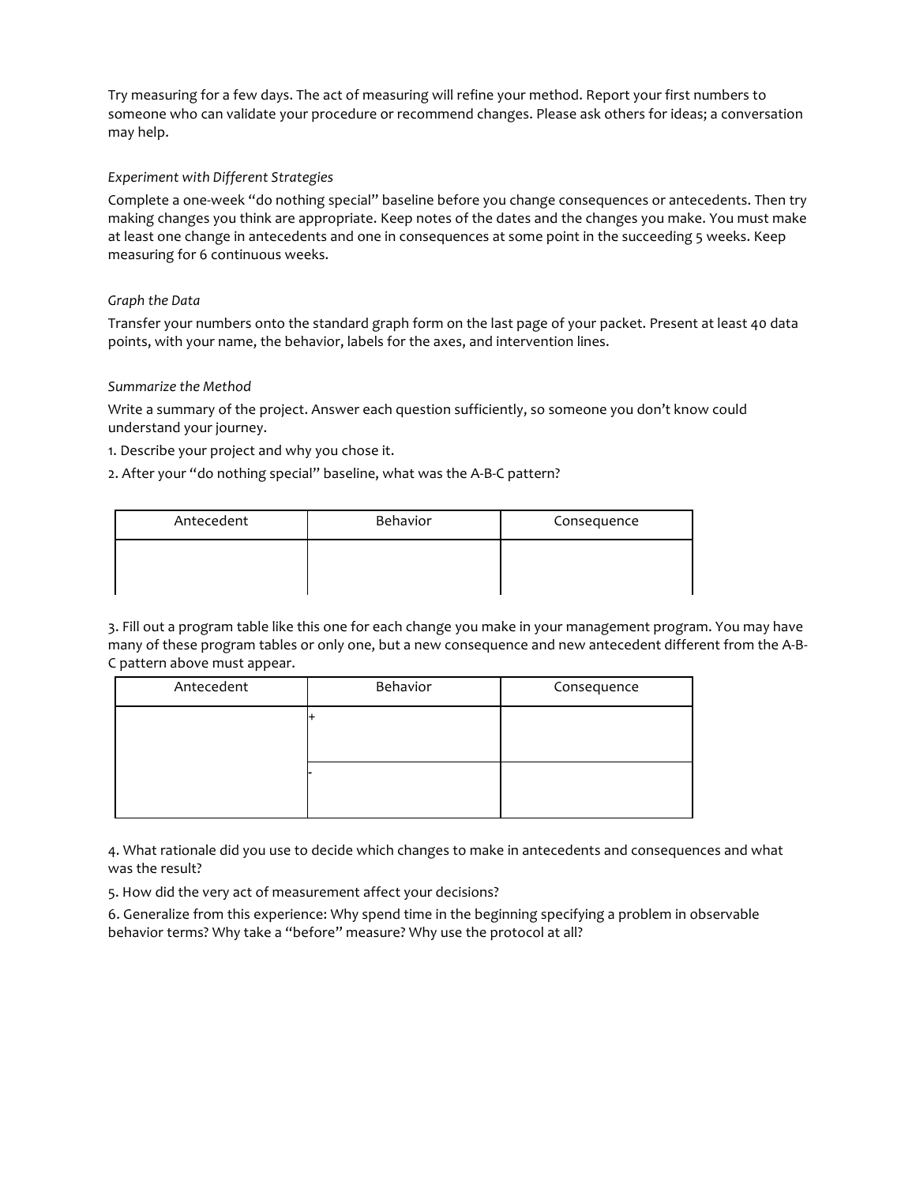Try measuring for a few days. The act of measuring will refine your method. Report your first numbers to someone who can validate your procedure or recommend changes. Please ask others for ideas; a conversation may help.

*Experiment with Different Strategies*

Complete a one-week "do nothing special" baseline before you change consequences or antecedents. Then try making changes you think are appropriate. Keep notes of the dates and the changes you make. You must make at least one change in antecedents and one in consequences at some point in the succeeding 5 weeks. Keep measuring for 6 continuous weeks.

*Graph the Data*

Transfer your numbers onto the standard graph form on the last page of your packet. Present at least 40 data points, with your name, the behavior, labels for the axes, and intervention lines.

*Summarize the Method*

Write a summary of the project. Answer each question sufficiently, so someone you don't know could understand your journey.

1. Describe your project and why you chose it.
2. After your "do nothing special" baseline, what was the A-B-C pattern?

| Antecedent | Behavior | Consequence |
|---|---|---|
| | | |

3. Fill out a program table like this one for each change you make in your management program. You may have many of these program tables or only one, but a new consequence and new antecedent different from the A-B-C pattern above must appear.

| Antecedent | Behavior | Consequence |
|---|---|---|
| | + | |
| | - | |

4. What rationale did you use to decide which changes to make in antecedents and consequences and what was the result?
5. How did the very act of measurement affect your decisions?
6. Generalize from this experience: Why spend time in the beginning specifying a problem in observable behavior terms? Why take a "before" measure? Why use the protocol at all?